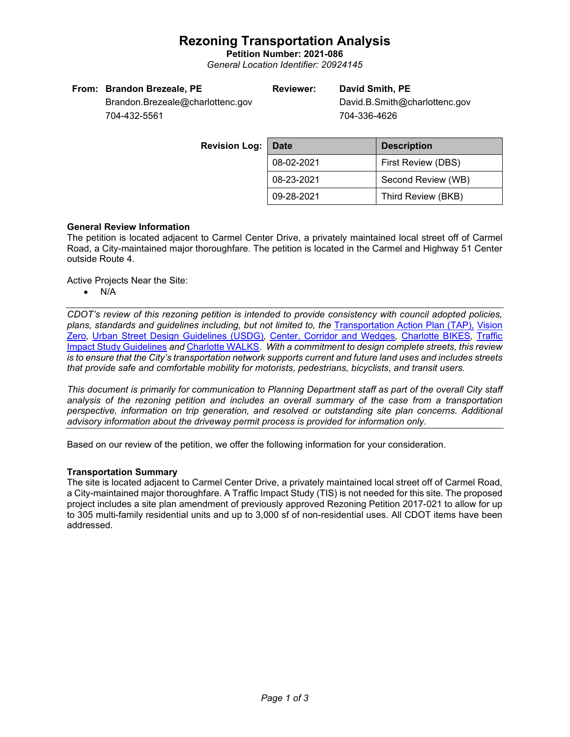# Rezoning Transportation Analysis

**Petition Number: 2021-086**

*General Location Identifier: 20924145*

**From:** **Brandon Brezeale, PE**
Brandon.Brezeale@charlottenc.gov
704-432-5561

**Reviewer:** **David Smith, PE**
David.B.Smith@charlottenc.gov
704-336-4626

**Revision Log:**

| Date | Description |
|---|---|
| 08-02-2021 | First Review (DBS) |
| 08-23-2021 | Second Review (WB) |
| 09-28-2021 | Third Review (BKB) |

**General Review Information**

The petition is located adjacent to Carmel Center Drive, a privately maintained local street off of Carmel Road, a City-maintained major thoroughfare. The petition is located in the Carmel and Highway 51 Center outside Route 4.

Active Projects Near the Site:

- N/A

---

*CDOT's review of this rezoning petition is intended to provide consistency with council adopted policies, plans, standards and guidelines including, but not limited to, the* Transportation Action Plan (TAP), Vision Zero, Urban Street Design Guidelines (USDG), Center, Corridor and Wedges, Charlotte BIKES, Traffic Impact Study Guidelines *and* Charlotte WALKS. *With a commitment to design complete streets, this review is to ensure that the City's transportation network supports current and future land uses and includes streets that provide safe and comfortable mobility for motorists, pedestrians, bicyclists, and transit users.*

*This document is primarily for communication to Planning Department staff as part of the overall City staff analysis of the rezoning petition and includes an overall summary of the case from a transportation perspective, information on trip generation, and resolved or outstanding site plan concerns. Additional advisory information about the driveway permit process is provided for information only.*

---

Based on our review of the petition, we offer the following information for your consideration.

**Transportation Summary**

The site is located adjacent to Carmel Center Drive, a privately maintained local street off of Carmel Road, a City-maintained major thoroughfare. A Traffic Impact Study (TIS) is not needed for this site. The proposed project includes a site plan amendment of previously approved Rezoning Petition 2017-021 to allow for up to 305 multi-family residential units and up to 3,000 sf of non-residential uses. All CDOT items have been addressed.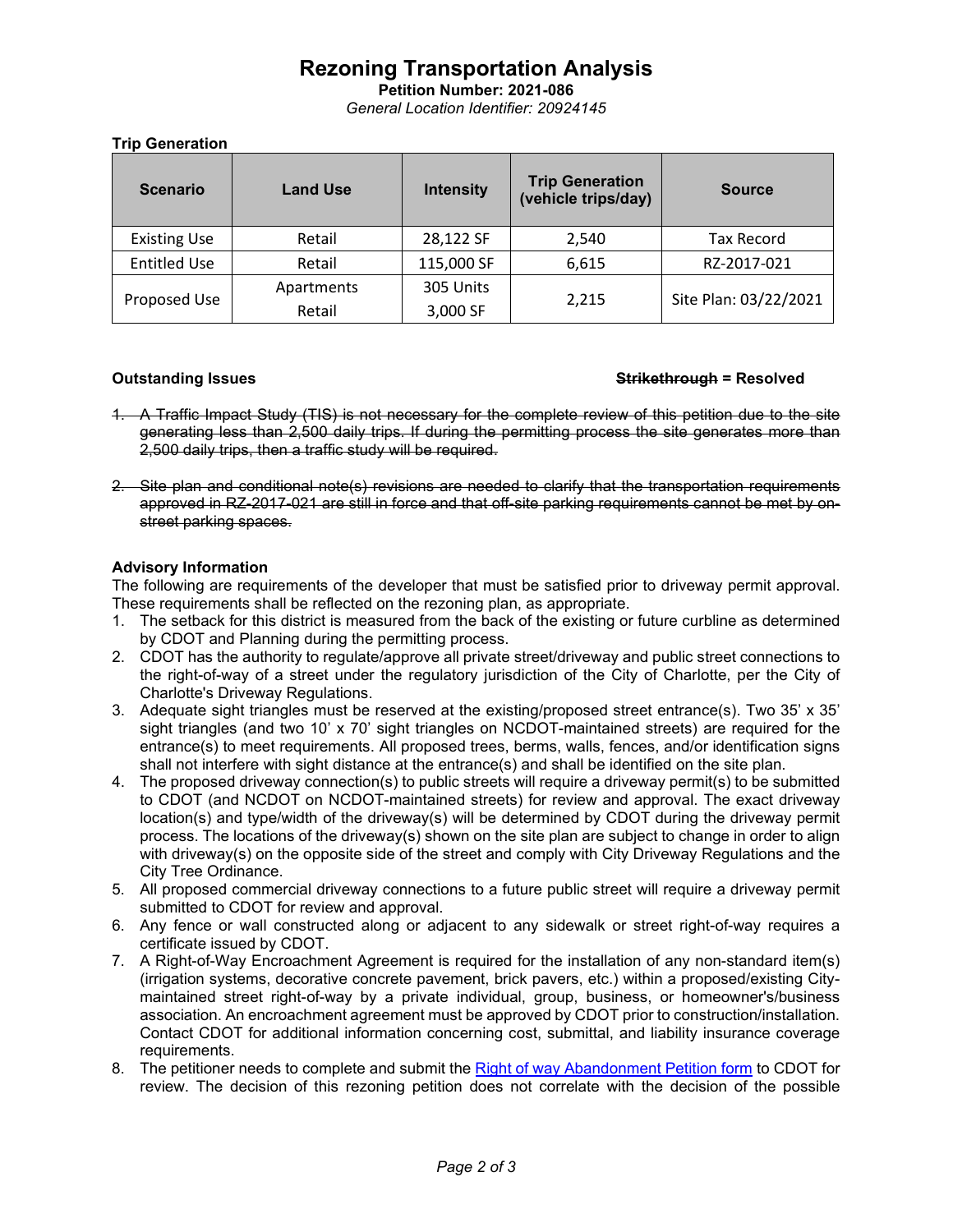# Rezoning Transportation Analysis

**Petition Number: 2021-086**

*General Location Identifier: 20924145*

**Trip Generation**

| Scenario | Land Use | Intensity | Trip Generation (vehicle trips/day) | Source |
|---|---|---|---|---|
| Existing Use | Retail | 28,122 SF | 2,540 | Tax Record |
| Entitled Use | Retail | 115,000 SF | 6,615 | RZ-2017-021 |
| Proposed Use | Apartments<br>Retail | 305 Units<br>3,000 SF | 2,215 | Site Plan: 03/22/2021 |

**Outstanding Issues** **~~Strikethrough~~ = Resolved**

1. ~~A Traffic Impact Study (TIS) is not necessary for the complete review of this petition due to the site generating less than 2,500 daily trips. If during the permitting process the site generates more than 2,500 daily trips, then a traffic study will be required.~~

2. ~~Site plan and conditional note(s) revisions are needed to clarify that the transportation requirements approved in RZ-2017-021 are still in force and that off-site parking requirements cannot be met by on-street parking spaces.~~

**Advisory Information**

The following are requirements of the developer that must be satisfied prior to driveway permit approval. These requirements shall be reflected on the rezoning plan, as appropriate.

1. The setback for this district is measured from the back of the existing or future curbline as determined by CDOT and Planning during the permitting process.
2. CDOT has the authority to regulate/approve all private street/driveway and public street connections to the right-of-way of a street under the regulatory jurisdiction of the City of Charlotte, per the City of Charlotte's Driveway Regulations.
3. Adequate sight triangles must be reserved at the existing/proposed street entrance(s). Two 35' x 35' sight triangles (and two 10' x 70' sight triangles on NCDOT-maintained streets) are required for the entrance(s) to meet requirements. All proposed trees, berms, walls, fences, and/or identification signs shall not interfere with sight distance at the entrance(s) and shall be identified on the site plan.
4. The proposed driveway connection(s) to public streets will require a driveway permit(s) to be submitted to CDOT (and NCDOT on NCDOT-maintained streets) for review and approval. The exact driveway location(s) and type/width of the driveway(s) will be determined by CDOT during the driveway permit process. The locations of the driveway(s) shown on the site plan are subject to change in order to align with driveway(s) on the opposite side of the street and comply with City Driveway Regulations and the City Tree Ordinance.
5. All proposed commercial driveway connections to a future public street will require a driveway permit submitted to CDOT for review and approval.
6. Any fence or wall constructed along or adjacent to any sidewalk or street right-of-way requires a certificate issued by CDOT.
7. A Right-of-Way Encroachment Agreement is required for the installation of any non-standard item(s) (irrigation systems, decorative concrete pavement, brick pavers, etc.) within a proposed/existing City-maintained street right-of-way by a private individual, group, business, or homeowner's/business association. An encroachment agreement must be approved by CDOT prior to construction/installation. Contact CDOT for additional information concerning cost, submittal, and liability insurance coverage requirements.
8. The petitioner needs to complete and submit the Right of way Abandonment Petition form to CDOT for review. The decision of this rezoning petition does not correlate with the decision of the possible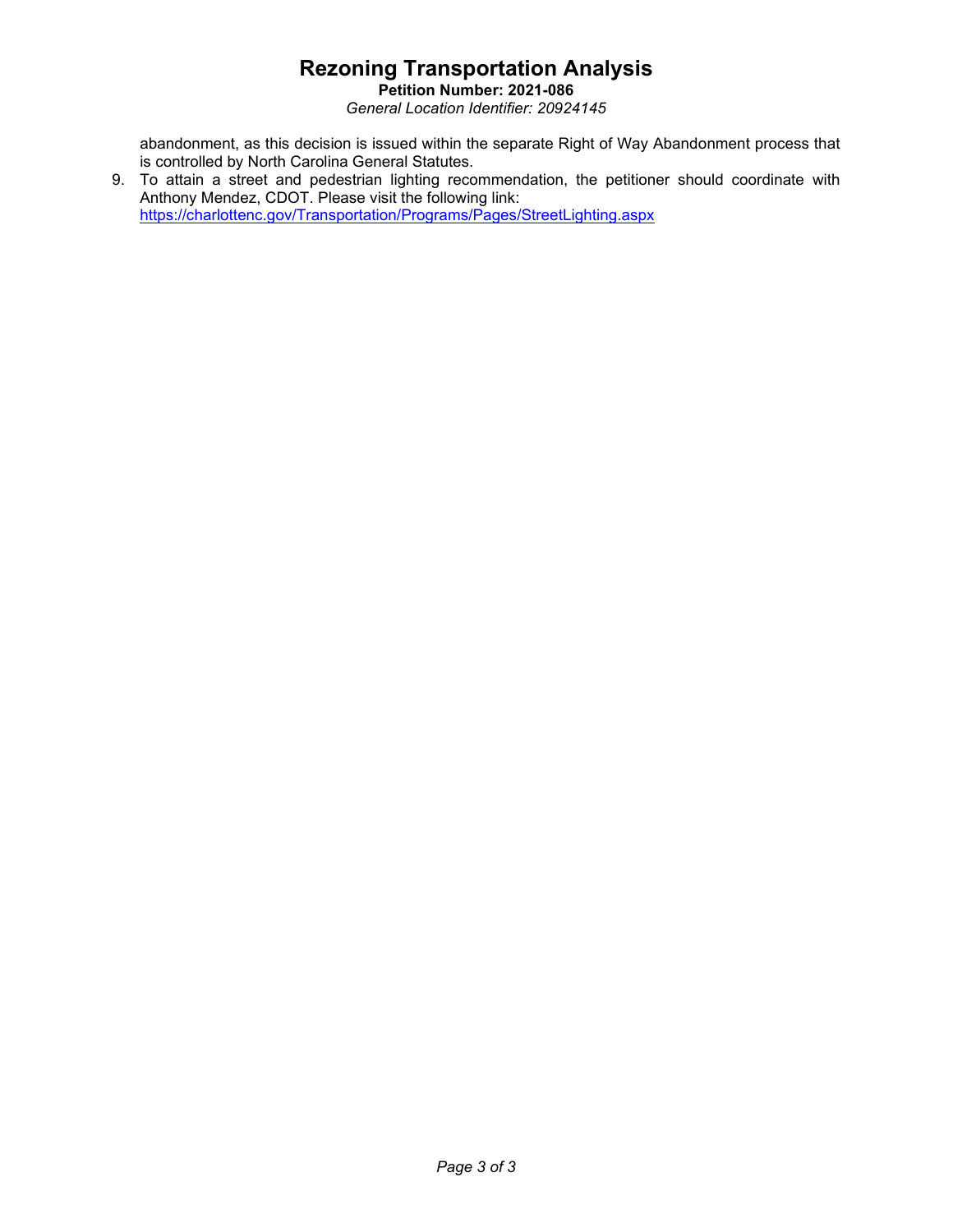abandonment, as this decision is issued within the separate Right of Way Abandonment process that is controlled by North Carolina General Statutes.

9. To attain a street and pedestrian lighting recommendation, the petitioner should coordinate with Anthony Mendez, CDOT. Please visit the following link: [https://charlottenc.gov/Transportation/Programs/Pages/StreetLighting.aspx](https://charlottenc.gov/Transportation/Programs/Pages/StreetLighting.aspx)